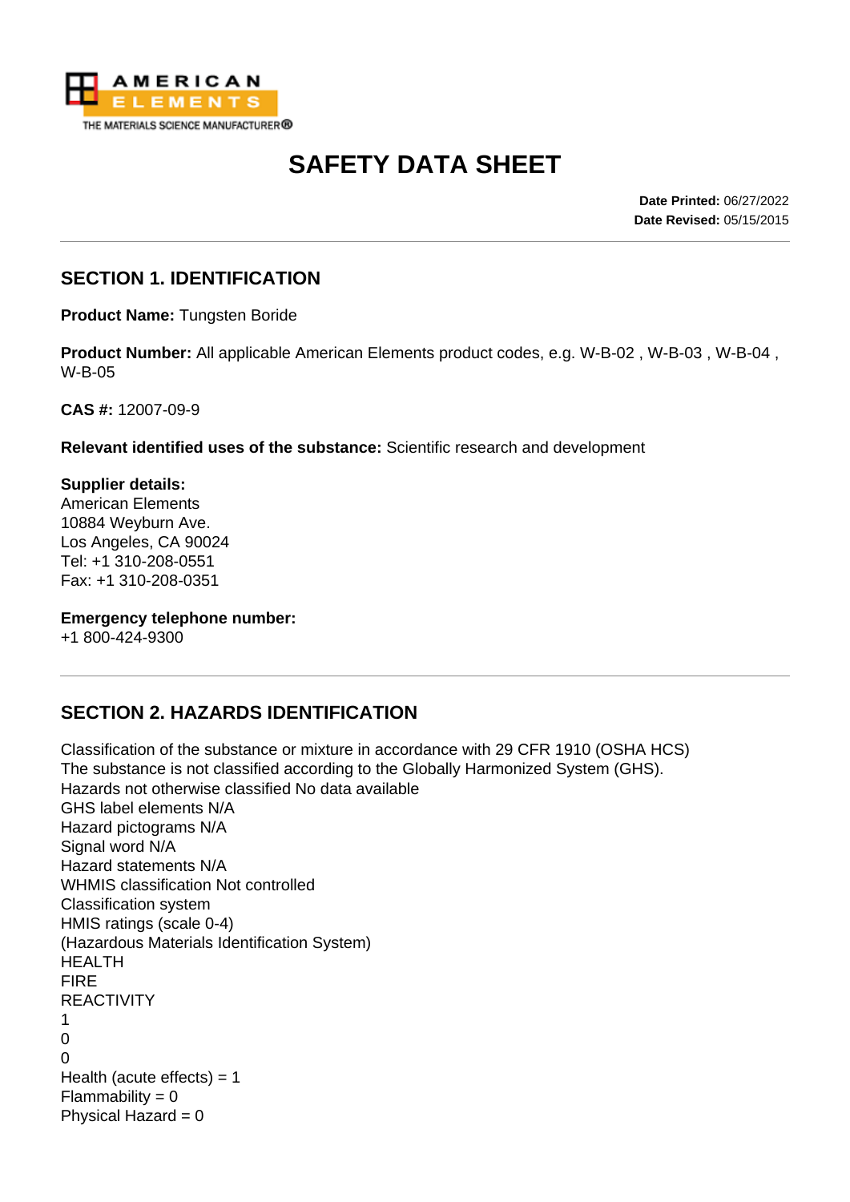# SAFETY DATA SHEET

**Date Printed:** 06/27/2022
**Date Revised:** 05/15/2015

## SECTION 1. IDENTIFICATION

**Product Name:** Tungsten Boride

**Product Number:** All applicable American Elements product codes, e.g. W-B-02 , W-B-03 , W-B-04 , W-B-05

**CAS #:** 12007-09-9

**Relevant identified uses of the substance:** Scientific research and development

**Supplier details:**
American Elements
10884 Weyburn Ave.
Los Angeles, CA 90024
Tel: +1 310-208-0551
Fax: +1 310-208-0351

**Emergency telephone number:**
+1 800-424-9300

## SECTION 2. HAZARDS IDENTIFICATION

Classification of the substance or mixture in accordance with 29 CFR 1910 (OSHA HCS)
The substance is not classified according to the Globally Harmonized System (GHS).
Hazards not otherwise classified No data available
GHS label elements N/A
Hazard pictograms N/A
Signal word N/A
Hazard statements N/A
WHMIS classification Not controlled
Classification system
HMIS ratings (scale 0-4)
(Hazardous Materials Identification System)
HEALTH
FIRE
REACTIVITY
1
0
0
Health (acute effects) = 1
Flammability = 0
Physical Hazard = 0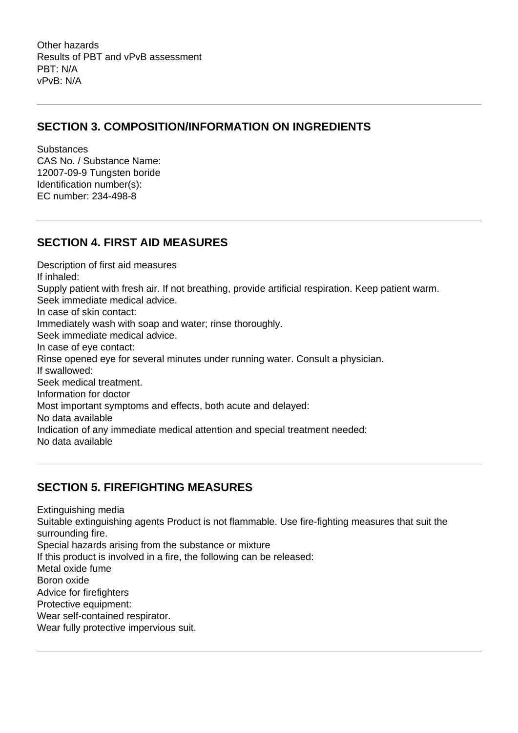Other hazards
Results of PBT and vPvB assessment
PBT: N/A
vPvB: N/A

---

## SECTION 3. COMPOSITION/INFORMATION ON INGREDIENTS

Substances
CAS No. / Substance Name:
12007-09-9 Tungsten boride
Identification number(s):
EC number: 234-498-8

---

## SECTION 4. FIRST AID MEASURES

Description of first aid measures
If inhaled:
Supply patient with fresh air. If not breathing, provide artificial respiration. Keep patient warm.
Seek immediate medical advice.
In case of skin contact:
Immediately wash with soap and water; rinse thoroughly.
Seek immediate medical advice.
In case of eye contact:
Rinse opened eye for several minutes under running water. Consult a physician.
If swallowed:
Seek medical treatment.
Information for doctor
Most important symptoms and effects, both acute and delayed:
No data available
Indication of any immediate medical attention and special treatment needed:
No data available

---

## SECTION 5. FIREFIGHTING MEASURES

Extinguishing media
Suitable extinguishing agents Product is not flammable. Use fire-fighting measures that suit the surrounding fire.
Special hazards arising from the substance or mixture
If this product is involved in a fire, the following can be released:
Metal oxide fume
Boron oxide
Advice for firefighters
Protective equipment:
Wear self-contained respirator.
Wear fully protective impervious suit.

---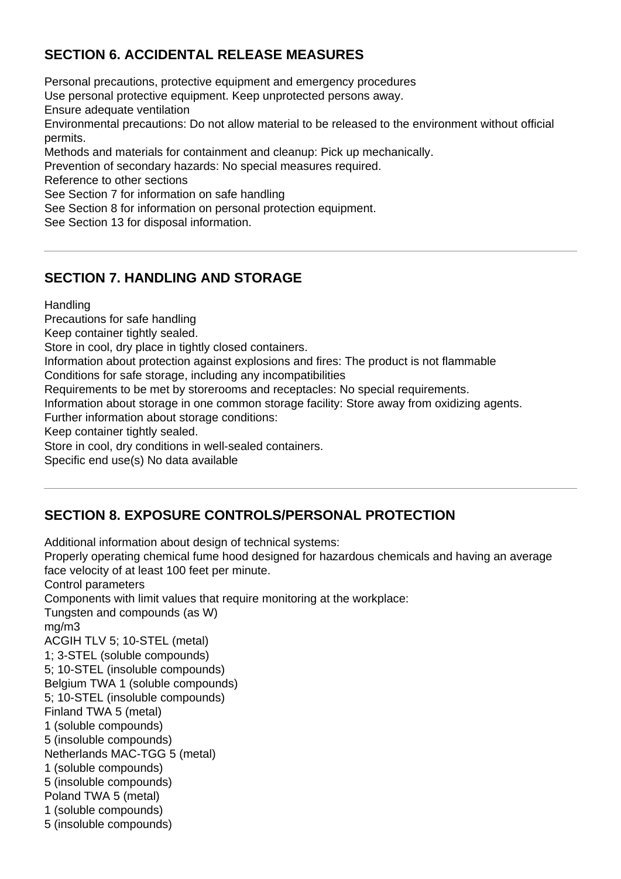## SECTION 6. ACCIDENTAL RELEASE MEASURES

Personal precautions, protective equipment and emergency procedures
Use personal protective equipment. Keep unprotected persons away.
Ensure adequate ventilation
Environmental precautions: Do not allow material to be released to the environment without official permits.
Methods and materials for containment and cleanup: Pick up mechanically.
Prevention of secondary hazards: No special measures required.
Reference to other sections
See Section 7 for information on safe handling
See Section 8 for information on personal protection equipment.
See Section 13 for disposal information.

---

## SECTION 7. HANDLING AND STORAGE

Handling
Precautions for safe handling
Keep container tightly sealed.
Store in cool, dry place in tightly closed containers.
Information about protection against explosions and fires: The product is not flammable
Conditions for safe storage, including any incompatibilities
Requirements to be met by storerooms and receptacles: No special requirements.
Information about storage in one common storage facility: Store away from oxidizing agents.
Further information about storage conditions:
Keep container tightly sealed.
Store in cool, dry conditions in well-sealed containers.
Specific end use(s) No data available

---

## SECTION 8. EXPOSURE CONTROLS/PERSONAL PROTECTION

Additional information about design of technical systems:
Properly operating chemical fume hood designed for hazardous chemicals and having an average face velocity of at least 100 feet per minute.
Control parameters
Components with limit values that require monitoring at the workplace:
Tungsten and compounds (as W)
mg/m3
ACGIH TLV 5; 10-STEL (metal)
1; 3-STEL (soluble compounds)
5; 10-STEL (insoluble compounds)
Belgium TWA 1 (soluble compounds)
5; 10-STEL (insoluble compounds)
Finland TWA 5 (metal)
1 (soluble compounds)
5 (insoluble compounds)
Netherlands MAC-TGG 5 (metal)
1 (soluble compounds)
5 (insoluble compounds)
Poland TWA 5 (metal)
1 (soluble compounds)
5 (insoluble compounds)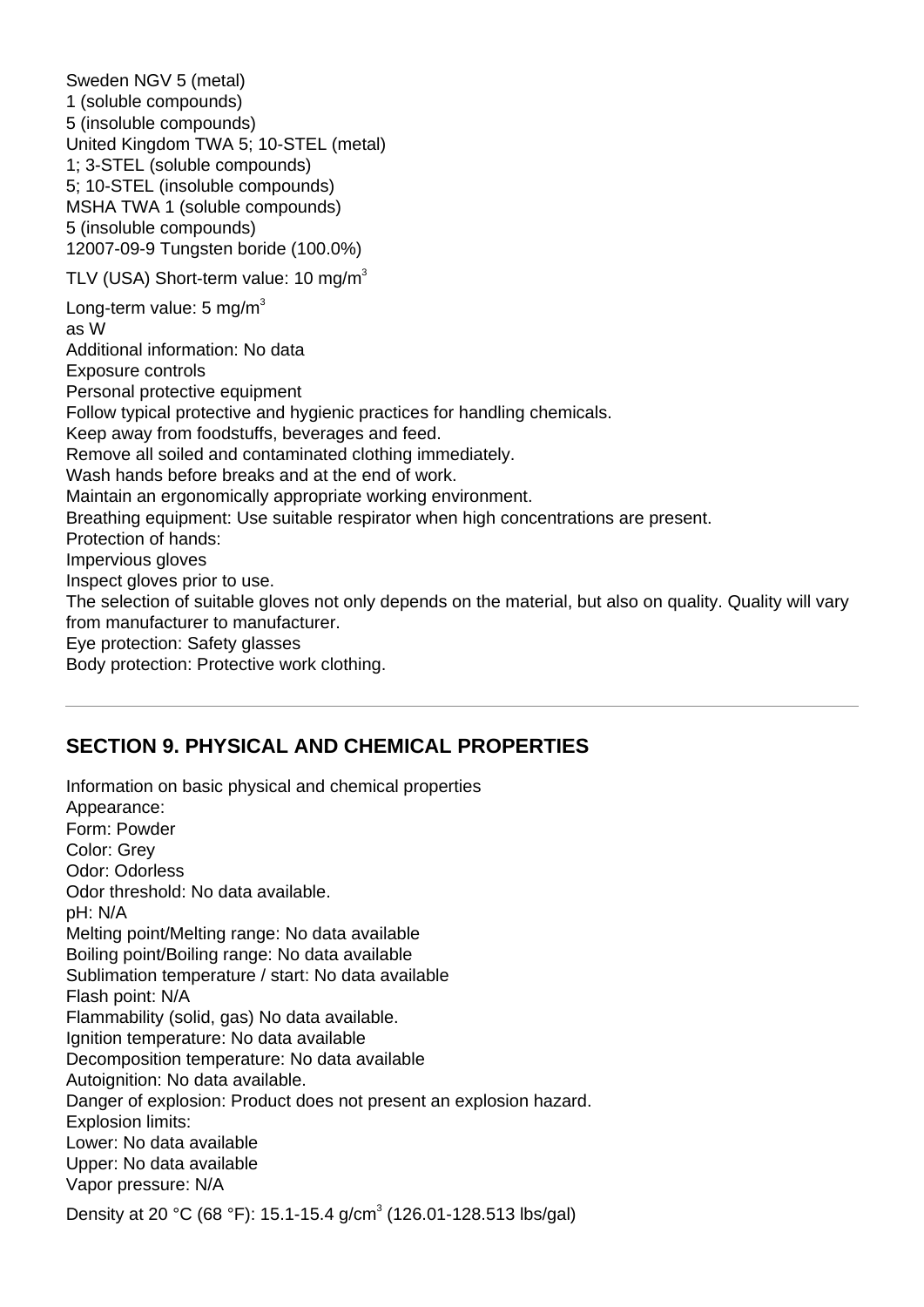Sweden NGV 5 (metal)
1 (soluble compounds)
5 (insoluble compounds)
United Kingdom TWA 5; 10-STEL (metal)
1; 3-STEL (soluble compounds)
5; 10-STEL (insoluble compounds)
MSHA TWA 1 (soluble compounds)
5 (insoluble compounds)
12007-09-9 Tungsten boride (100.0%)

TLV (USA) Short-term value: 10 mg/m$^3$

Long-term value: 5 mg/m$^3$
as W
Additional information: No data
Exposure controls
Personal protective equipment
Follow typical protective and hygienic practices for handling chemicals.
Keep away from foodstuffs, beverages and feed.
Remove all soiled and contaminated clothing immediately.
Wash hands before breaks and at the end of work.
Maintain an ergonomically appropriate working environment.
Breathing equipment: Use suitable respirator when high concentrations are present.
Protection of hands:
Impervious gloves
Inspect gloves prior to use.
The selection of suitable gloves not only depends on the material, but also on quality. Quality will vary from manufacturer to manufacturer.
Eye protection: Safety glasses
Body protection: Protective work clothing.

---

## SECTION 9. PHYSICAL AND CHEMICAL PROPERTIES

Information on basic physical and chemical properties
Appearance:
Form: Powder
Color: Grey
Odor: Odorless
Odor threshold: No data available.
pH: N/A
Melting point/Melting range: No data available
Boiling point/Boiling range: No data available
Sublimation temperature / start: No data available
Flash point: N/A
Flammability (solid, gas) No data available.
Ignition temperature: No data available
Decomposition temperature: No data available
Autoignition: No data available.
Danger of explosion: Product does not present an explosion hazard.
Explosion limits:
Lower: No data available
Upper: No data available
Vapor pressure: N/A

Density at 20 °C (68 °F): 15.1-15.4 g/cm$^3$ (126.01-128.513 lbs/gal)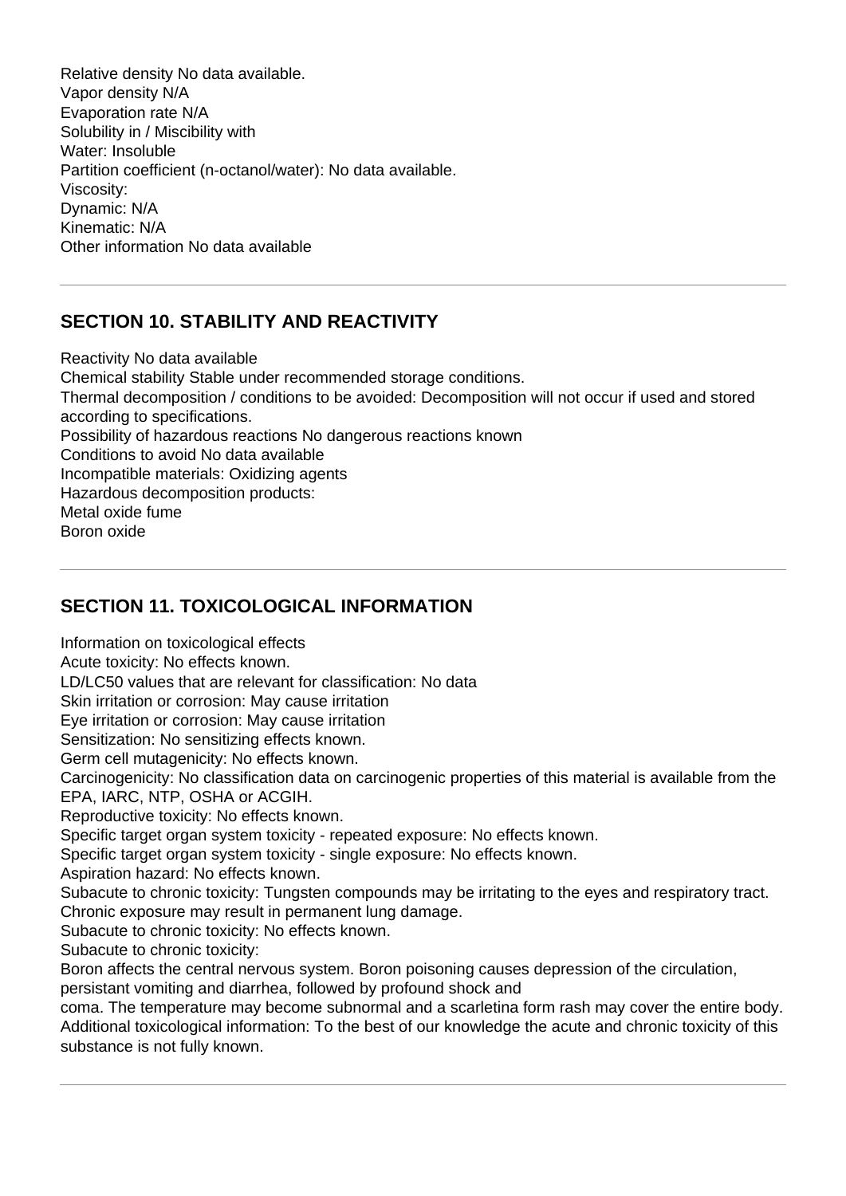Relative density No data available.
Vapor density N/A
Evaporation rate N/A
Solubility in / Miscibility with
Water: Insoluble
Partition coefficient (n-octanol/water): No data available.
Viscosity:
Dynamic: N/A
Kinematic: N/A
Other information No data available

---

## SECTION 10. STABILITY AND REACTIVITY

Reactivity No data available
Chemical stability Stable under recommended storage conditions.
Thermal decomposition / conditions to be avoided: Decomposition will not occur if used and stored according to specifications.
Possibility of hazardous reactions No dangerous reactions known
Conditions to avoid No data available
Incompatible materials: Oxidizing agents
Hazardous decomposition products:
Metal oxide fume
Boron oxide

---

## SECTION 11. TOXICOLOGICAL INFORMATION

Information on toxicological effects
Acute toxicity: No effects known.
LD/LC50 values that are relevant for classification: No data
Skin irritation or corrosion: May cause irritation
Eye irritation or corrosion: May cause irritation
Sensitization: No sensitizing effects known.
Germ cell mutagenicity: No effects known.
Carcinogenicity: No classification data on carcinogenic properties of this material is available from the EPA, IARC, NTP, OSHA or ACGIH.
Reproductive toxicity: No effects known.
Specific target organ system toxicity - repeated exposure: No effects known.
Specific target organ system toxicity - single exposure: No effects known.
Aspiration hazard: No effects known.
Subacute to chronic toxicity: Tungsten compounds may be irritating to the eyes and respiratory tract. Chronic exposure may result in permanent lung damage.
Subacute to chronic toxicity: No effects known.
Subacute to chronic toxicity:
Boron affects the central nervous system. Boron poisoning causes depression of the circulation, persistant vomiting and diarrhea, followed by profound shock and
coma. The temperature may become subnormal and a scarletina form rash may cover the entire body.
Additional toxicological information: To the best of our knowledge the acute and chronic toxicity of this substance is not fully known.

---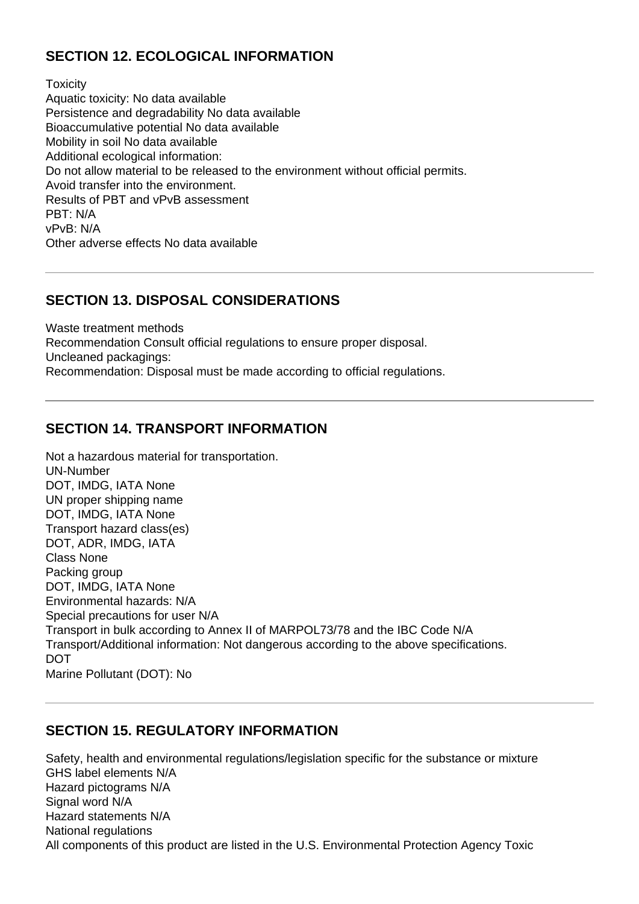## SECTION 12. ECOLOGICAL INFORMATION

Toxicity
Aquatic toxicity: No data available
Persistence and degradability No data available
Bioaccumulative potential No data available
Mobility in soil No data available
Additional ecological information:
Do not allow material to be released to the environment without official permits.
Avoid transfer into the environment.
Results of PBT and vPvB assessment
PBT: N/A
vPvB: N/A
Other adverse effects No data available

---

## SECTION 13. DISPOSAL CONSIDERATIONS

Waste treatment methods
Recommendation Consult official regulations to ensure proper disposal.
Uncleaned packagings:
Recommendation: Disposal must be made according to official regulations.

---

## SECTION 14. TRANSPORT INFORMATION

Not a hazardous material for transportation.
UN-Number
DOT, IMDG, IATA None
UN proper shipping name
DOT, IMDG, IATA None
Transport hazard class(es)
DOT, ADR, IMDG, IATA
Class None
Packing group
DOT, IMDG, IATA None
Environmental hazards: N/A
Special precautions for user N/A
Transport in bulk according to Annex II of MARPOL73/78 and the IBC Code N/A
Transport/Additional information: Not dangerous according to the above specifications.
DOT
Marine Pollutant (DOT): No

---

## SECTION 15. REGULATORY INFORMATION

Safety, health and environmental regulations/legislation specific for the substance or mixture
GHS label elements N/A
Hazard pictograms N/A
Signal word N/A
Hazard statements N/A
National regulations
All components of this product are listed in the U.S. Environmental Protection Agency Toxic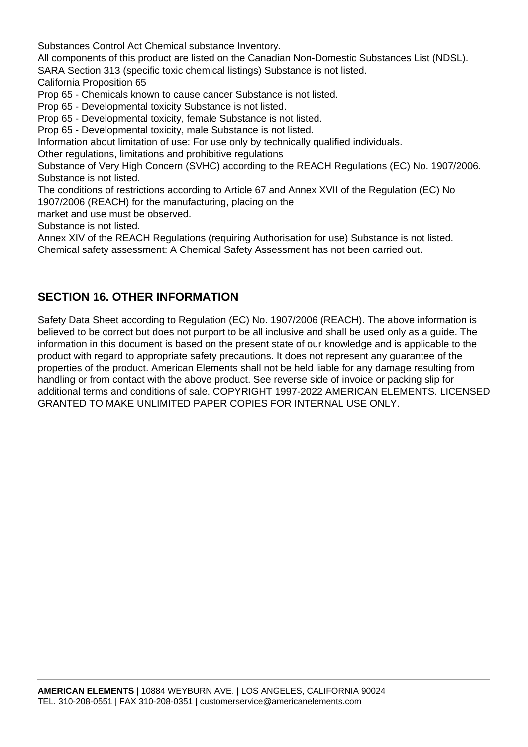Substances Control Act Chemical substance Inventory.
All components of this product are listed on the Canadian Non-Domestic Substances List (NDSL).
SARA Section 313 (specific toxic chemical listings) Substance is not listed.
California Proposition 65
Prop 65 - Chemicals known to cause cancer Substance is not listed.
Prop 65 - Developmental toxicity Substance is not listed.
Prop 65 - Developmental toxicity, female Substance is not listed.
Prop 65 - Developmental toxicity, male Substance is not listed.
Information about limitation of use: For use only by technically qualified individuals.
Other regulations, limitations and prohibitive regulations
Substance of Very High Concern (SVHC) according to the REACH Regulations (EC) No. 1907/2006.
Substance is not listed.
The conditions of restrictions according to Article 67 and Annex XVII of the Regulation (EC) No 1907/2006 (REACH) for the manufacturing, placing on the market and use must be observed.
Substance is not listed.
Annex XIV of the REACH Regulations (requiring Authorisation for use) Substance is not listed.
Chemical safety assessment: A Chemical Safety Assessment has not been carried out.

---

## SECTION 16. OTHER INFORMATION

Safety Data Sheet according to Regulation (EC) No. 1907/2006 (REACH). The above information is believed to be correct but does not purport to be all inclusive and shall be used only as a guide. The information in this document is based on the present state of our knowledge and is applicable to the product with regard to appropriate safety precautions. It does not represent any guarantee of the properties of the product. American Elements shall not be held liable for any damage resulting from handling or from contact with the above product. See reverse side of invoice or packing slip for additional terms and conditions of sale. COPYRIGHT 1997-2022 AMERICAN ELEMENTS. LICENSED GRANTED TO MAKE UNLIMITED PAPER COPIES FOR INTERNAL USE ONLY.